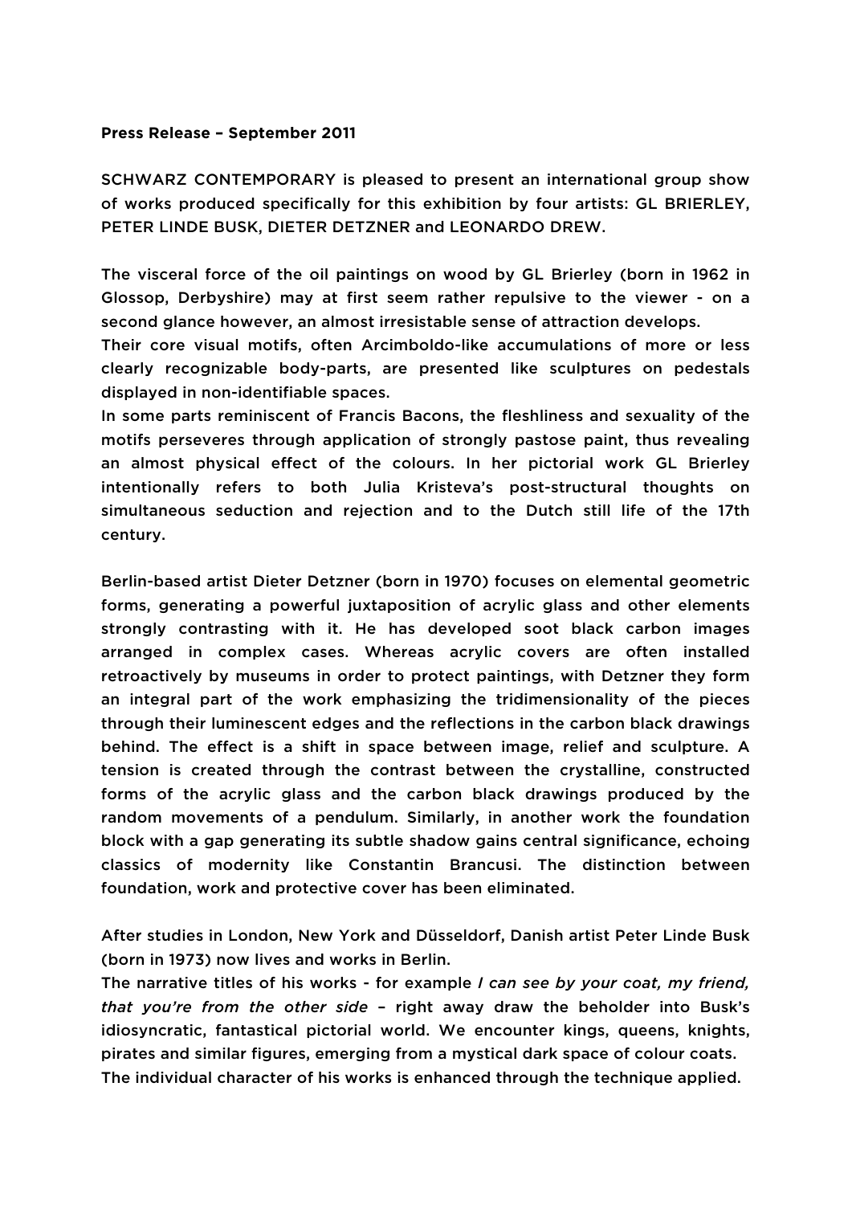**Press Release – September 2011**

SCHWARZ CONTEMPORARY is pleased to present an international group show of works produced specifically for this exhibition by four artists: GL BRIERLEY, PETER LINDE BUSK, DIETER DETZNER and LEONARDO DREW.

The visceral force of the oil paintings on wood by GL Brierley (born in 1962 in Glossop, Derbyshire) may at first seem rather repulsive to the viewer - on a second glance however, an almost irresistable sense of attraction develops.
Their core visual motifs, often Arcimboldo-like accumulations of more or less clearly recognizable body-parts, are presented like sculptures on pedestals displayed in non-identifiable spaces.
In some parts reminiscent of Francis Bacons, the fleshliness and sexuality of the motifs perseveres through application of strongly pastose paint, thus revealing an almost physical effect of the colours. In her pictorial work GL Brierley intentionally refers to both Julia Kristeva's post-structural thoughts on simultaneous seduction and rejection and to the Dutch still life of the 17th century.

Berlin-based artist Dieter Detzner (born in 1970) focuses on elemental geometric forms, generating a powerful juxtaposition of acrylic glass and other elements strongly contrasting with it. He has developed soot black carbon images arranged in complex cases. Whereas acrylic covers are often installed retroactively by museums in order to protect paintings, with Detzner they form an integral part of the work emphasizing the tridimensionality of the pieces through their luminescent edges and the reflections in the carbon black drawings behind. The effect is a shift in space between image, relief and sculpture. A tension is created through the contrast between the crystalline, constructed forms of the acrylic glass and the carbon black drawings produced by the random movements of a pendulum. Similarly, in another work the foundation block with a gap generating its subtle shadow gains central significance, echoing classics of modernity like Constantin Brancusi. The distinction between foundation, work and protective cover has been eliminated.

After studies in London, New York and Düsseldorf, Danish artist Peter Linde Busk (born in 1973) now lives and works in Berlin.
The narrative titles of his works - for example *I can see by your coat, my friend, that you're from the other side* – right away draw the beholder into Busk's idiosyncratic, fantastical pictorial world. We encounter kings, queens, knights, pirates and similar figures, emerging from a mystical dark space of colour coats.
The individual character of his works is enhanced through the technique applied.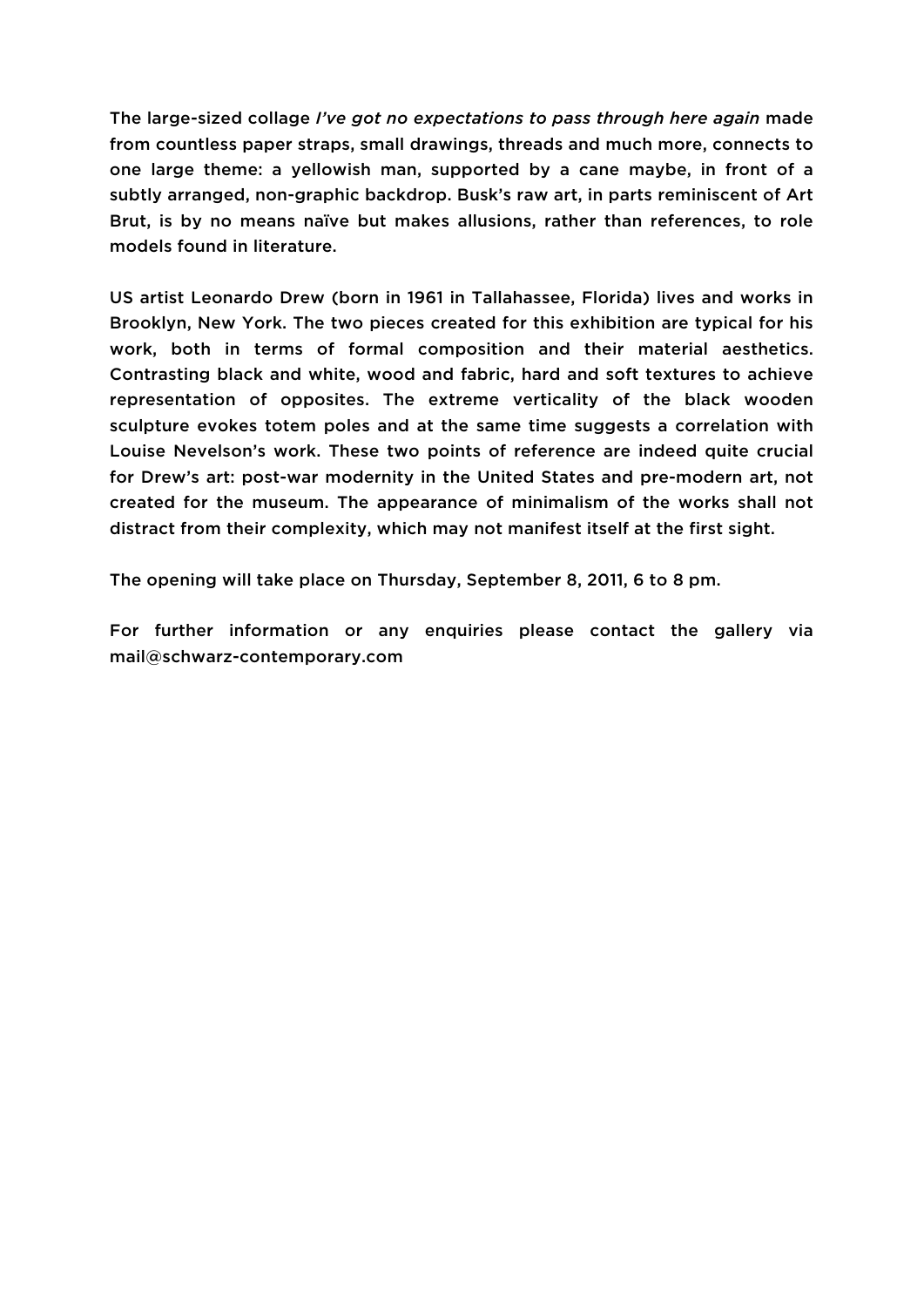The large-sized collage *I've got no expectations to pass through here again* made from countless paper straps, small drawings, threads and much more, connects to one large theme: a yellowish man, supported by a cane maybe, in front of a subtly arranged, non-graphic backdrop. Busk's raw art, in parts reminiscent of Art Brut, is by no means naïve but makes allusions, rather than references, to role models found in literature.

US artist Leonardo Drew (born in 1961 in Tallahassee, Florida) lives and works in Brooklyn, New York. The two pieces created for this exhibition are typical for his work, both in terms of formal composition and their material aesthetics. Contrasting black and white, wood and fabric, hard and soft textures to achieve representation of opposites. The extreme verticality of the black wooden sculpture evokes totem poles and at the same time suggests a correlation with Louise Nevelson's work. These two points of reference are indeed quite crucial for Drew's art: post-war modernity in the United States and pre-modern art, not created for the museum. The appearance of minimalism of the works shall not distract from their complexity, which may not manifest itself at the first sight.

The opening will take place on Thursday, September 8, 2011, 6 to 8 pm.

For further information or any enquiries please contact the gallery via mail@schwarz-contemporary.com